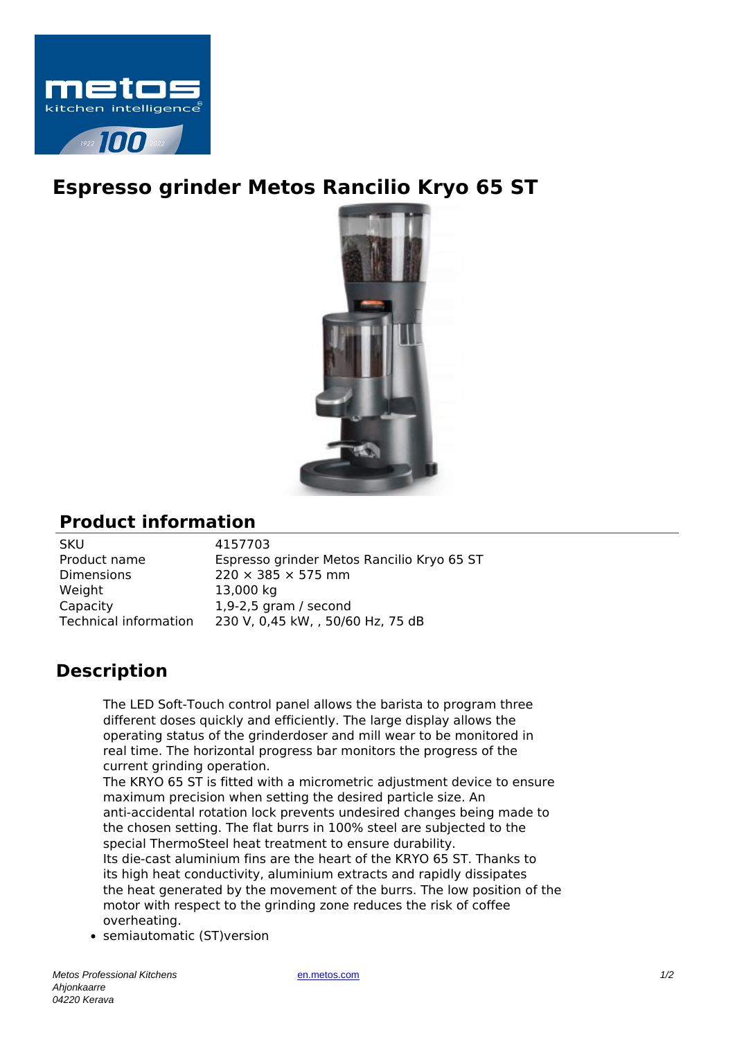# Espresso grinder Metos Rancilio Kryo 65 ST

## Product information

| SKU | 4157703 |
| --- | --- |
| Product name | Espresso grinder Metos Rancilio Kryo 65 ST |
| Dimensions | 220 × 385 × 575 mm |
| Weight | 13,000 kg |
| Capacity | 1,9-2,5 gram / second |
| Technical information | 230 V, 0,45 kW, , 50/60 Hz, 75 dB |

## Description

The LED Soft-Touch control panel allows the barista to program three different doses quickly and efficiently. The large display allows the operating status of the grinderdoser and mill wear to be monitored in real time. The horizontal progress bar monitors the progress of the current grinding operation.
The KRYO 65 ST is fitted with a micrometric adjustment device to ensure maximum precision when setting the desired particle size. An anti-accidental rotation lock prevents undesired changes being made to the chosen setting. The flat burrs in 100% steel are subjected to the special ThermoSteel heat treatment to ensure durability.
Its die-cast aluminium fins are the heart of the KRYO 65 ST. Thanks to its high heat conductivity, aluminium extracts and rapidly dissipates the heat generated by the movement of the burrs. The low position of the motor with respect to the grinding zone reduces the risk of coffee overheating.

- semiautomatic (ST)version

*Metos Professional Kitchens*
*Ahjonkaarre*
*04220 Kerava*

en.metos.com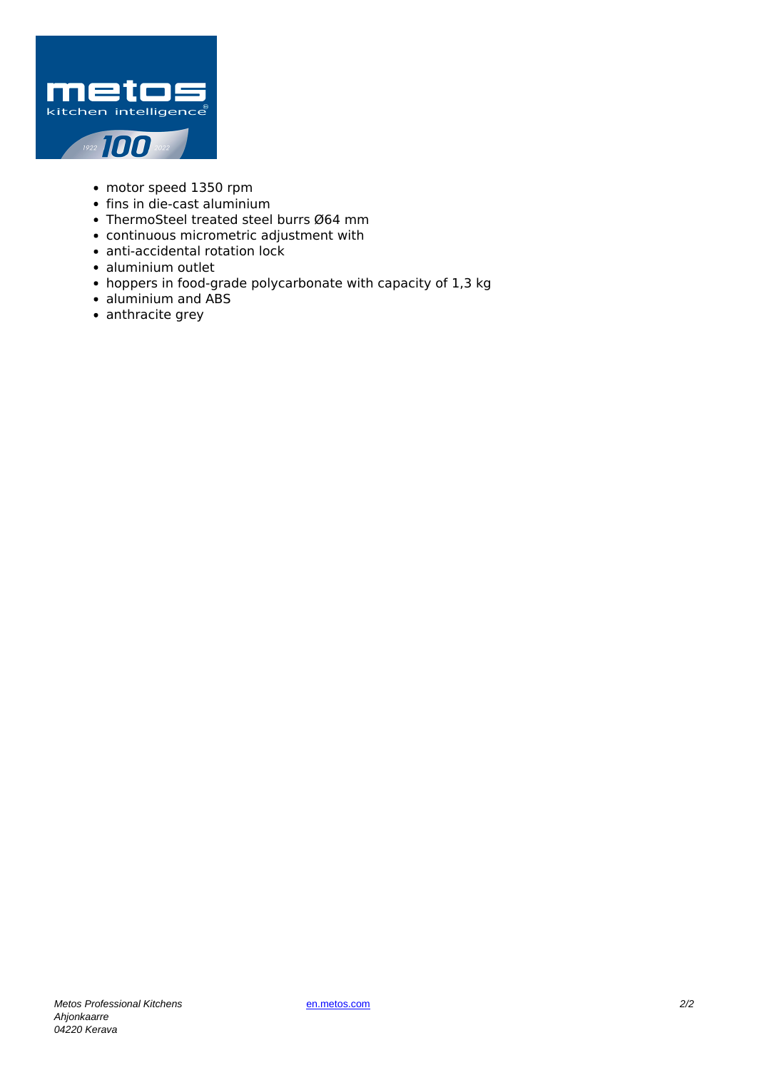- motor speed 1350 rpm
- fins in die-cast aluminium
- ThermoSteel treated steel burrs Ø64 mm
- continuous micrometric adjustment with
- anti-accidental rotation lock
- aluminium outlet
- hoppers in food-grade polycarbonate with capacity of 1,3 kg
- aluminium and ABS
- anthracite grey